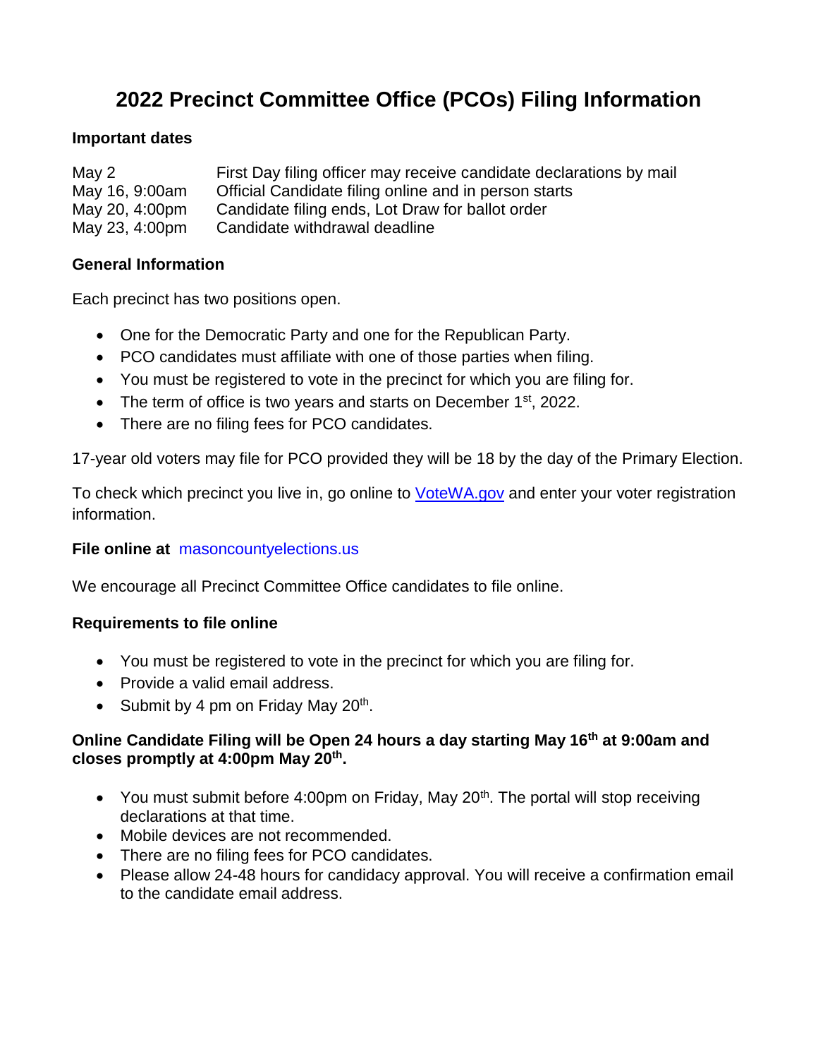# 2022 Precinct Committee Office (PCOs) Filing Information

**Important dates**

| | |
|---|---|
| May 2 | First Day filing officer may receive candidate declarations by mail |
| May 16, 9:00am | Official Candidate filing online and in person starts |
| May 20, 4:00pm | Candidate filing ends, Lot Draw for ballot order |
| May 23, 4:00pm | Candidate withdrawal deadline |

**General Information**

Each precinct has two positions open.

- One for the Democratic Party and one for the Republican Party.
- PCO candidates must affiliate with one of those parties when filing.
- You must be registered to vote in the precinct for which you are filing for.
- The term of office is two years and starts on December 1st, 2022.
- There are no filing fees for PCO candidates.

17-year old voters may file for PCO provided they will be 18 by the day of the Primary Election.

To check which precinct you live in, go online to VoteWA.gov and enter your voter registration information.

**File online at** masoncountyelections.us

We encourage all Precinct Committee Office candidates to file online.

**Requirements to file online**

- You must be registered to vote in the precinct for which you are filing for.
- Provide a valid email address.
- Submit by 4 pm on Friday May 20th.

**Online Candidate Filing will be Open 24 hours a day starting May 16th at 9:00am and closes promptly at 4:00pm May 20th.**

- You must submit before 4:00pm on Friday, May 20th. The portal will stop receiving declarations at that time.
- Mobile devices are not recommended.
- There are no filing fees for PCO candidates.
- Please allow 24-48 hours for candidacy approval. You will receive a confirmation email to the candidate email address.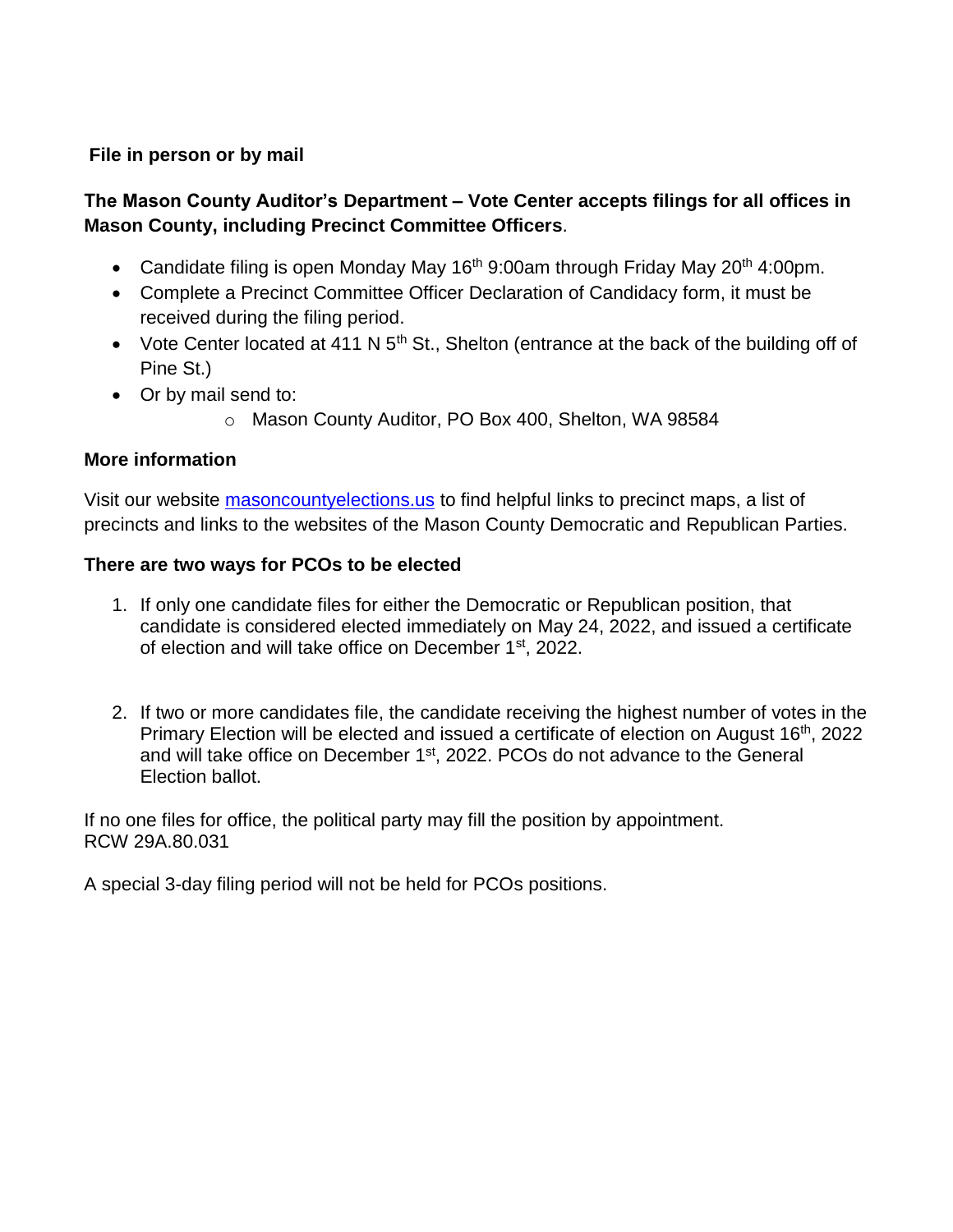**File in person or by mail**

**The Mason County Auditor's Department – Vote Center accepts filings for all offices in Mason County, including Precinct Committee Officers**.

- Candidate filing is open Monday May 16th 9:00am through Friday May 20th 4:00pm.
- Complete a Precinct Committee Officer Declaration of Candidacy form, it must be received during the filing period.
- Vote Center located at 411 N 5th St., Shelton (entrance at the back of the building off of Pine St.)
- Or by mail send to:
  - Mason County Auditor, PO Box 400, Shelton, WA 98584

**More information**

Visit our website [masoncountyelections.us](masoncountyelections.us) to find helpful links to precinct maps, a list of precincts and links to the websites of the Mason County Democratic and Republican Parties.

**There are two ways for PCOs to be elected**

1. If only one candidate files for either the Democratic or Republican position, that candidate is considered elected immediately on May 24, 2022, and issued a certificate of election and will take office on December 1st, 2022.

2. If two or more candidates file, the candidate receiving the highest number of votes in the Primary Election will be elected and issued a certificate of election on August 16th, 2022 and will take office on December 1st, 2022. PCOs do not advance to the General Election ballot.

If no one files for office, the political party may fill the position by appointment.
RCW 29A.80.031

A special 3-day filing period will not be held for PCOs positions.